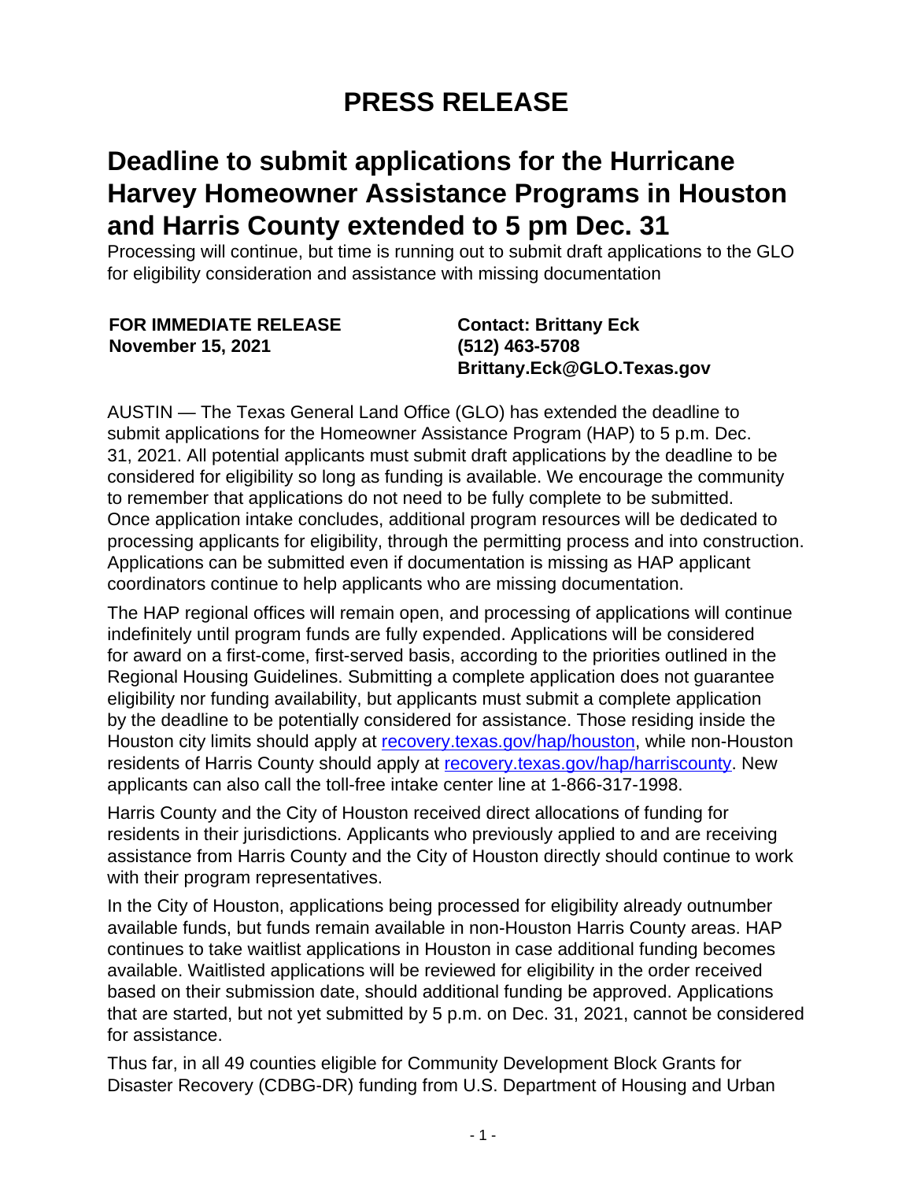# PRESS RELEASE

## Deadline to submit applications for the Hurricane Harvey Homeowner Assistance Programs in Houston and Harris County extended to 5 pm Dec. 31

Processing will continue, but time is running out to submit draft applications to the GLO for eligibility consideration and assistance with missing documentation

**FOR IMMEDIATE RELEASE**
**November 15, 2021**

**Contact: Brittany Eck**
**(512) 463-5708**
**Brittany.Eck@GLO.Texas.gov**

AUSTIN — The Texas General Land Office (GLO) has extended the deadline to submit applications for the Homeowner Assistance Program (HAP) to 5 p.m. Dec. 31, 2021. All potential applicants must submit draft applications by the deadline to be considered for eligibility so long as funding is available. We encourage the community to remember that applications do not need to be fully complete to be submitted. Once application intake concludes, additional program resources will be dedicated to processing applicants for eligibility, through the permitting process and into construction. Applications can be submitted even if documentation is missing as HAP applicant coordinators continue to help applicants who are missing documentation.

The HAP regional offices will remain open, and processing of applications will continue indefinitely until program funds are fully expended. Applications will be considered for award on a first-come, first-served basis, according to the priorities outlined in the Regional Housing Guidelines. Submitting a complete application does not guarantee eligibility nor funding availability, but applicants must submit a complete application by the deadline to be potentially considered for assistance. Those residing inside the Houston city limits should apply at [recovery.texas.gov/hap/houston](recovery.texas.gov/hap/houston), while non-Houston residents of Harris County should apply at [recovery.texas.gov/hap/harriscounty](recovery.texas.gov/hap/harriscounty). New applicants can also call the toll-free intake center line at 1-866-317-1998.

Harris County and the City of Houston received direct allocations of funding for residents in their jurisdictions. Applicants who previously applied to and are receiving assistance from Harris County and the City of Houston directly should continue to work with their program representatives.

In the City of Houston, applications being processed for eligibility already outnumber available funds, but funds remain available in non-Houston Harris County areas. HAP continues to take waitlist applications in Houston in case additional funding becomes available. Waitlisted applications will be reviewed for eligibility in the order received based on their submission date, should additional funding be approved. Applications that are started, but not yet submitted by 5 p.m. on Dec. 31, 2021, cannot be considered for assistance.

Thus far, in all 49 counties eligible for Community Development Block Grants for Disaster Recovery (CDBG-DR) funding from U.S. Department of Housing and Urban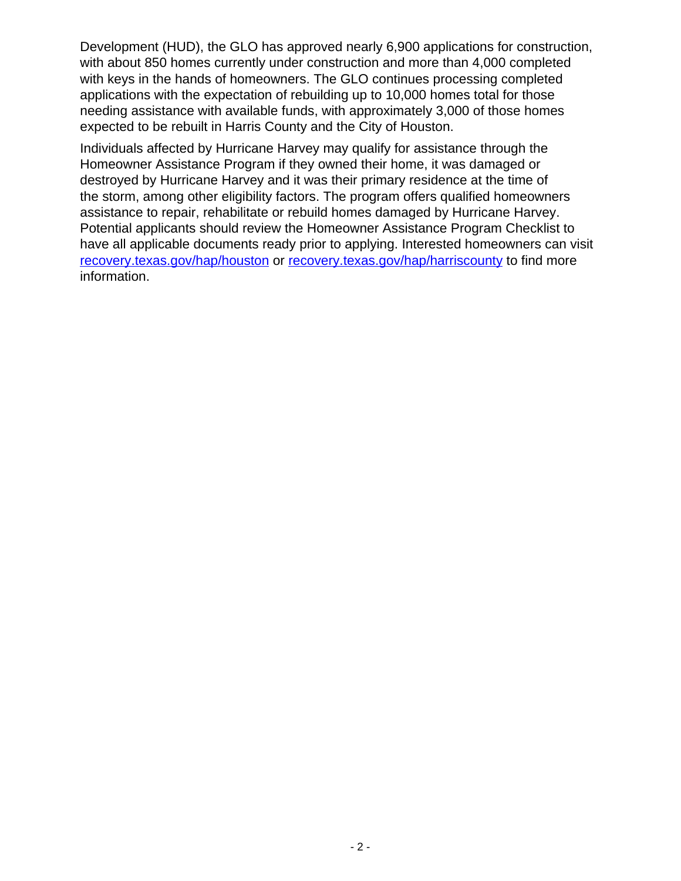Development (HUD), the GLO has approved nearly 6,900 applications for construction, with about 850 homes currently under construction and more than 4,000 completed with keys in the hands of homeowners. The GLO continues processing completed applications with the expectation of rebuilding up to 10,000 homes total for those needing assistance with available funds, with approximately 3,000 of those homes expected to be rebuilt in Harris County and the City of Houston.

Individuals affected by Hurricane Harvey may qualify for assistance through the Homeowner Assistance Program if they owned their home, it was damaged or destroyed by Hurricane Harvey and it was their primary residence at the time of the storm, among other eligibility factors. The program offers qualified homeowners assistance to repair, rehabilitate or rebuild homes damaged by Hurricane Harvey. Potential applicants should review the Homeowner Assistance Program Checklist to have all applicable documents ready prior to applying. Interested homeowners can visit [recovery.texas.gov/hap/houston](recovery.texas.gov/hap/houston) or [recovery.texas.gov/hap/harriscounty](recovery.texas.gov/hap/harriscounty) to find more information.